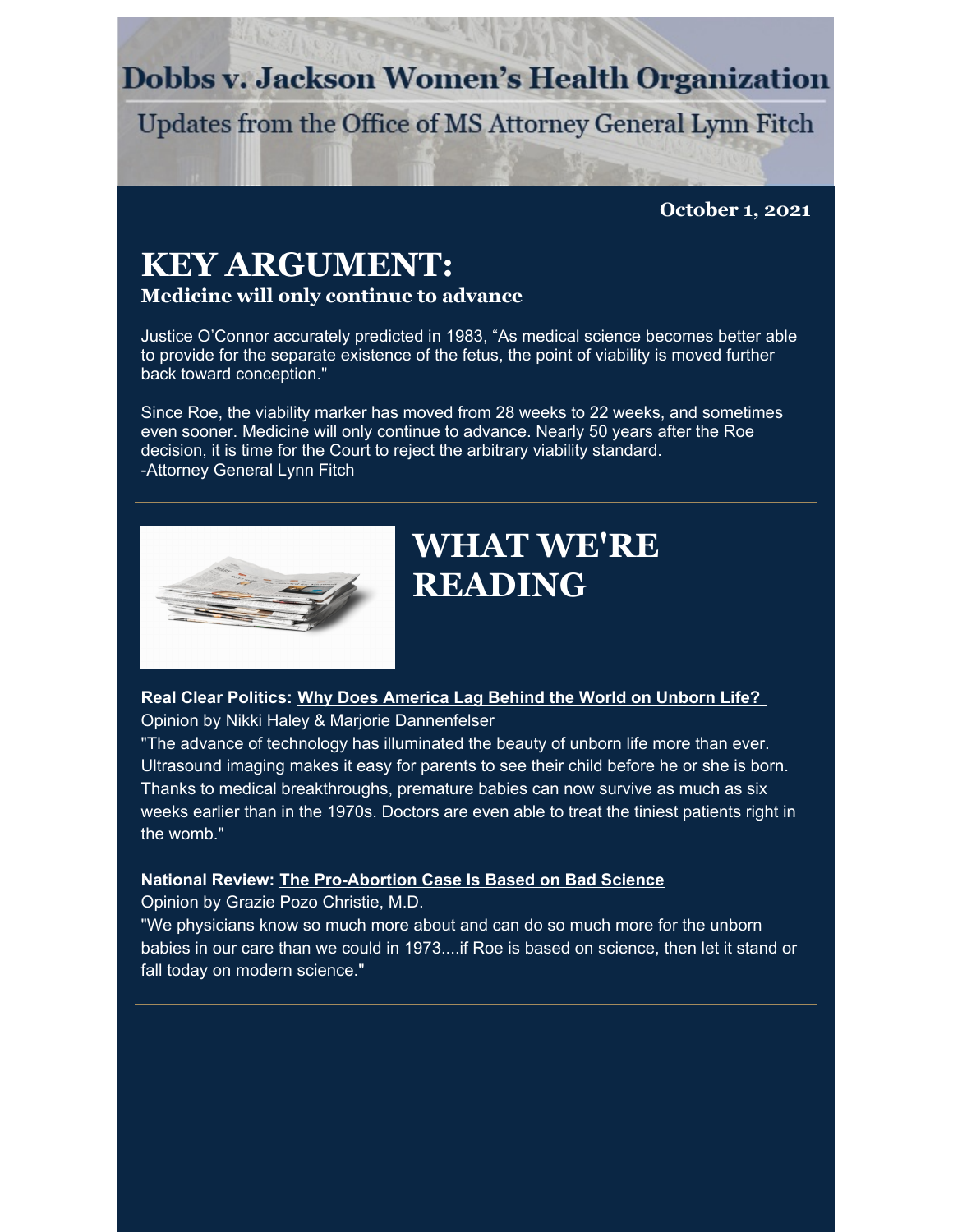# Dobbs v. Jackson Women's Health Organization

Updates from the Office of MS Attorney General Lynn Fitch

**October 1, 2021**

## KEY ARGUMENT:

### Medicine will only continue to advance

Justice O'Connor accurately predicted in 1983, "As medical science becomes better able to provide for the separate existence of the fetus, the point of viability is moved further back toward conception."

Since Roe, the viability marker has moved from 28 weeks to 22 weeks, and sometimes even sooner. Medicine will only continue to advance. Nearly 50 years after the Roe decision, it is time for the Court to reject the arbitrary viability standard.
-Attorney General Lynn Fitch

## WHAT WE'RE READING

**Real Clear Politics: Why Does America Lag Behind the World on Unborn Life?**
Opinion by Nikki Haley & Marjorie Dannenfelser
"The advance of technology has illuminated the beauty of unborn life more than ever. Ultrasound imaging makes it easy for parents to see their child before he or she is born. Thanks to medical breakthroughs, premature babies can now survive as much as six weeks earlier than in the 1970s. Doctors are even able to treat the tiniest patients right in the womb."

**National Review: The Pro-Abortion Case Is Based on Bad Science**
Opinion by Grazie Pozo Christie, M.D.
"We physicians know so much more about and can do so much more for the unborn babies in our care than we could in 1973....if Roe is based on science, then let it stand or fall today on modern science."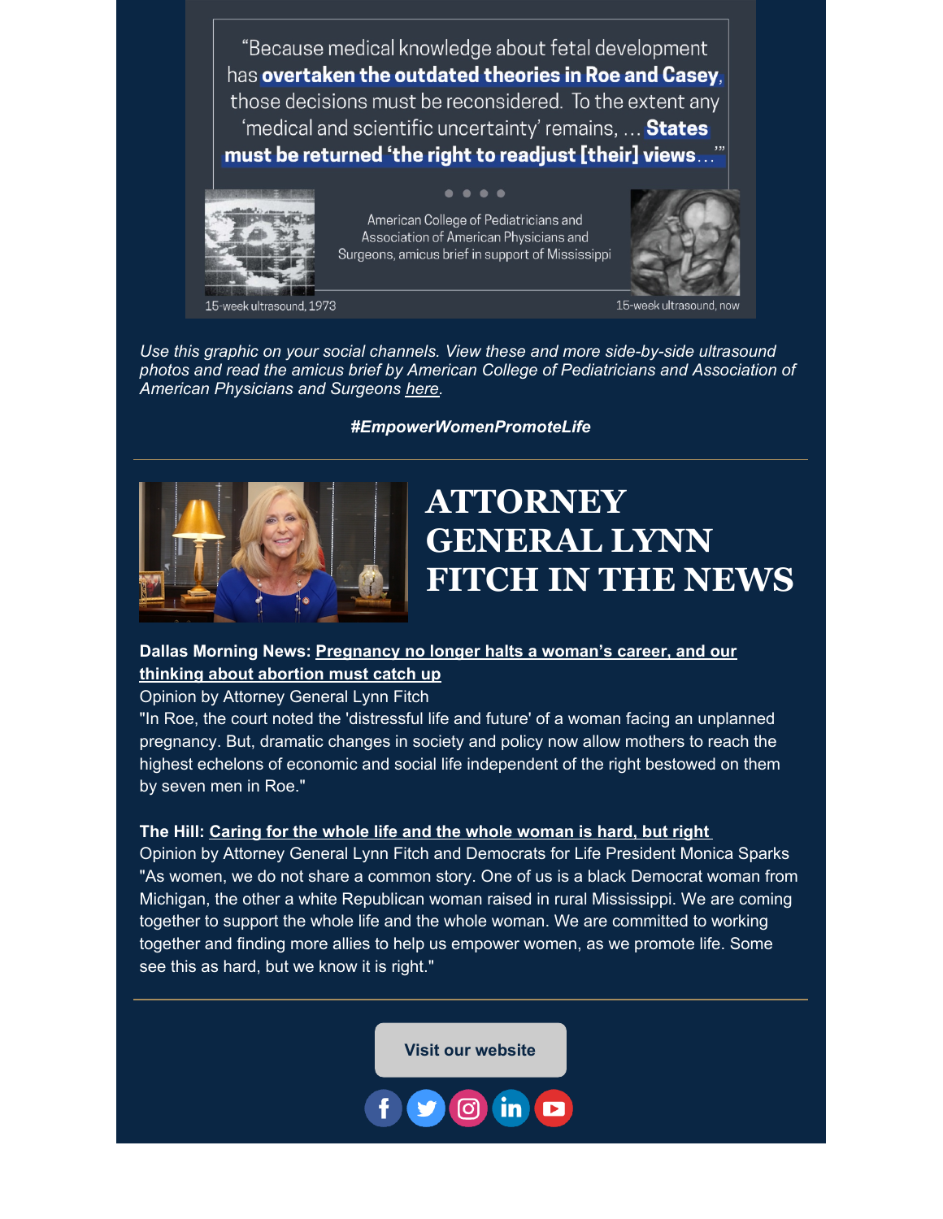"Because medical knowledge about fetal development has **overtaken the outdated theories in Roe and Casey**, those decisions must be reconsidered. To the extent any 'medical and scientific uncertainty' remains, … **States must be returned 'the right to readjust [their] views**…'"

American College of Pediatricians and Association of American Physicians and Surgeons, amicus brief in support of Mississippi

15-week ultrasound, 1973

15-week ultrasound, now

*Use this graphic on your social channels. View these and more side-by-side ultrasound photos and read the amicus brief by American College of Pediatricians and Association of American Physicians and Surgeons here.*

***#EmpowerWomenPromoteLife***

---

# ATTORNEY GENERAL LYNN FITCH IN THE NEWS

**Dallas Morning News: Pregnancy no longer halts a woman's career, and our thinking about abortion must catch up**

Opinion by Attorney General Lynn Fitch

"In Roe, the court noted the 'distressful life and future' of a woman facing an unplanned pregnancy. But, dramatic changes in society and policy now allow mothers to reach the highest echelons of economic and social life independent of the right bestowed on them by seven men in Roe."

**The Hill: Caring for the whole life and the whole woman is hard, but right**

Opinion by Attorney General Lynn Fitch and Democrats for Life President Monica Sparks

"As women, we do not share a common story. One of us is a black Democrat woman from Michigan, the other a white Republican woman raised in rural Mississippi. We are coming together to support the whole life and the whole woman. We are committed to working together and finding more allies to help us empower women, as we promote life. Some see this as hard, but we know it is right."

---

Visit our website